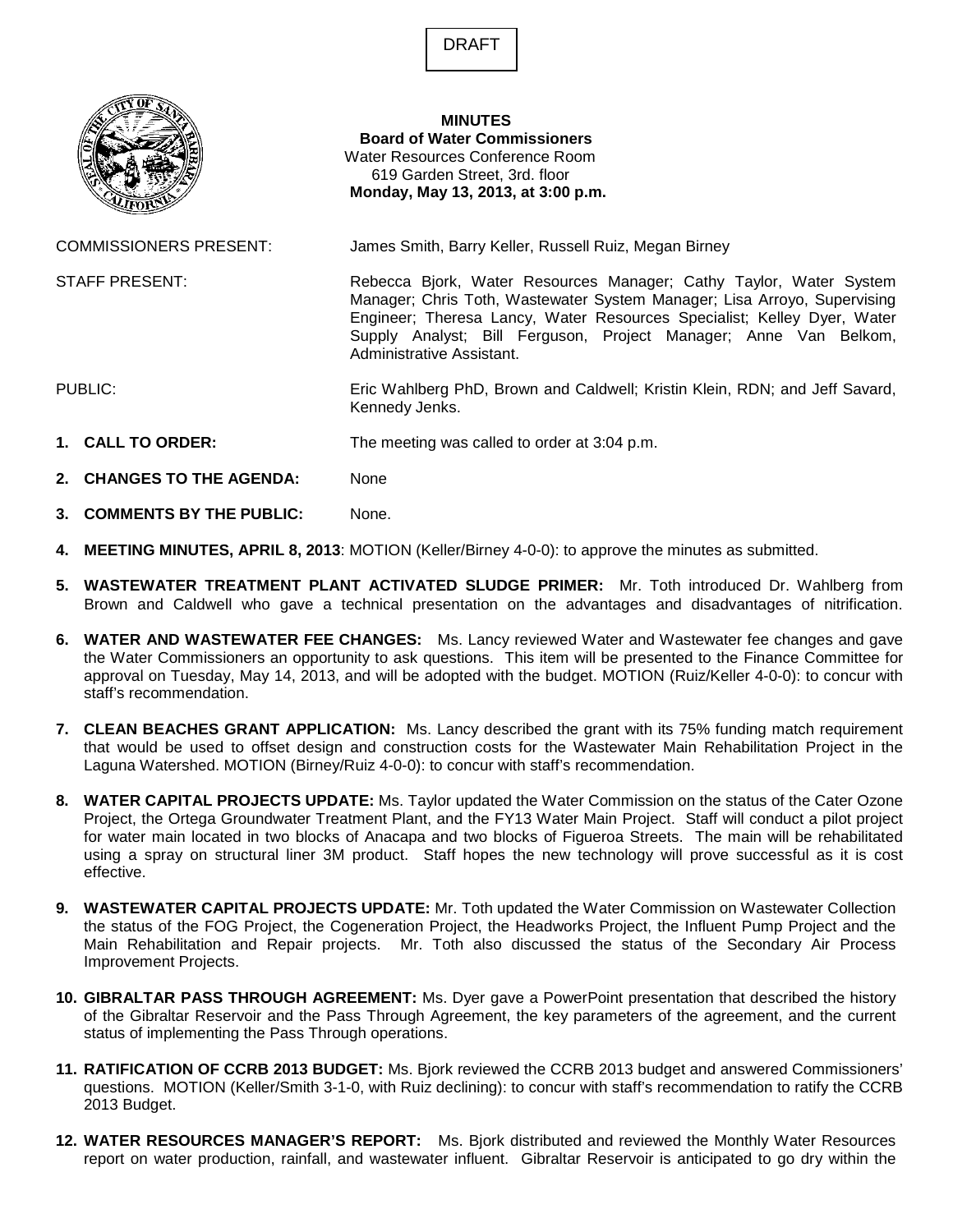DRAFT

**MINUTES**
**Board of Water Commissioners**
Water Resources Conference Room
619 Garden Street, 3rd. floor
**Monday, May 13, 2013, at 3:00 p.m.**

COMMISSIONERS PRESENT: James Smith, Barry Keller, Russell Ruiz, Megan Birney

STAFF PRESENT: Rebecca Bjork, Water Resources Manager; Cathy Taylor, Water System Manager; Chris Toth, Wastewater System Manager; Lisa Arroyo, Supervising Engineer; Theresa Lancy, Water Resources Specialist; Kelley Dyer, Water Supply Analyst; Bill Ferguson, Project Manager; Anne Van Belkom, Administrative Assistant.

PUBLIC: Eric Wahlberg PhD, Brown and Caldwell; Kristin Klein, RDN; and Jeff Savard, Kennedy Jenks.

1. **CALL TO ORDER:** The meeting was called to order at 3:04 p.m.

2. **CHANGES TO THE AGENDA:** None

3. **COMMENTS BY THE PUBLIC:** None.

4. **MEETING MINUTES, APRIL 8, 2013**: MOTION (Keller/Birney 4-0-0): to approve the minutes as submitted.

5. **WASTEWATER TREATMENT PLANT ACTIVATED SLUDGE PRIMER:** Mr. Toth introduced Dr. Wahlberg from Brown and Caldwell who gave a technical presentation on the advantages and disadvantages of nitrification.

6. **WATER AND WASTEWATER FEE CHANGES:** Ms. Lancy reviewed Water and Wastewater fee changes and gave the Water Commissioners an opportunity to ask questions. This item will be presented to the Finance Committee for approval on Tuesday, May 14, 2013, and will be adopted with the budget. MOTION (Ruiz/Keller 4-0-0): to concur with staff's recommendation.

7. **CLEAN BEACHES GRANT APPLICATION:** Ms. Lancy described the grant with its 75% funding match requirement that would be used to offset design and construction costs for the Wastewater Main Rehabilitation Project in the Laguna Watershed. MOTION (Birney/Ruiz 4-0-0): to concur with staff's recommendation.

8. **WATER CAPITAL PROJECTS UPDATE:** Ms. Taylor updated the Water Commission on the status of the Cater Ozone Project, the Ortega Groundwater Treatment Plant, and the FY13 Water Main Project. Staff will conduct a pilot project for water main located in two blocks of Anacapa and two blocks of Figueroa Streets. The main will be rehabilitated using a spray on structural liner 3M product. Staff hopes the new technology will prove successful as it is cost effective.

9. **WASTEWATER CAPITAL PROJECTS UPDATE:** Mr. Toth updated the Water Commission on Wastewater Collection the status of the FOG Project, the Cogeneration Project, the Headworks Project, the Influent Pump Project and the Main Rehabilitation and Repair projects. Mr. Toth also discussed the status of the Secondary Air Process Improvement Projects.

10. **GIBRALTAR PASS THROUGH AGREEMENT:** Ms. Dyer gave a PowerPoint presentation that described the history of the Gibraltar Reservoir and the Pass Through Agreement, the key parameters of the agreement, and the current status of implementing the Pass Through operations.

11. **RATIFICATION OF CCRB 2013 BUDGET:** Ms. Bjork reviewed the CCRB 2013 budget and answered Commissioners' questions. MOTION (Keller/Smith 3-1-0, with Ruiz declining): to concur with staff's recommendation to ratify the CCRB 2013 Budget.

12. **WATER RESOURCES MANAGER'S REPORT:** Ms. Bjork distributed and reviewed the Monthly Water Resources report on water production, rainfall, and wastewater influent. Gibraltar Reservoir is anticipated to go dry within the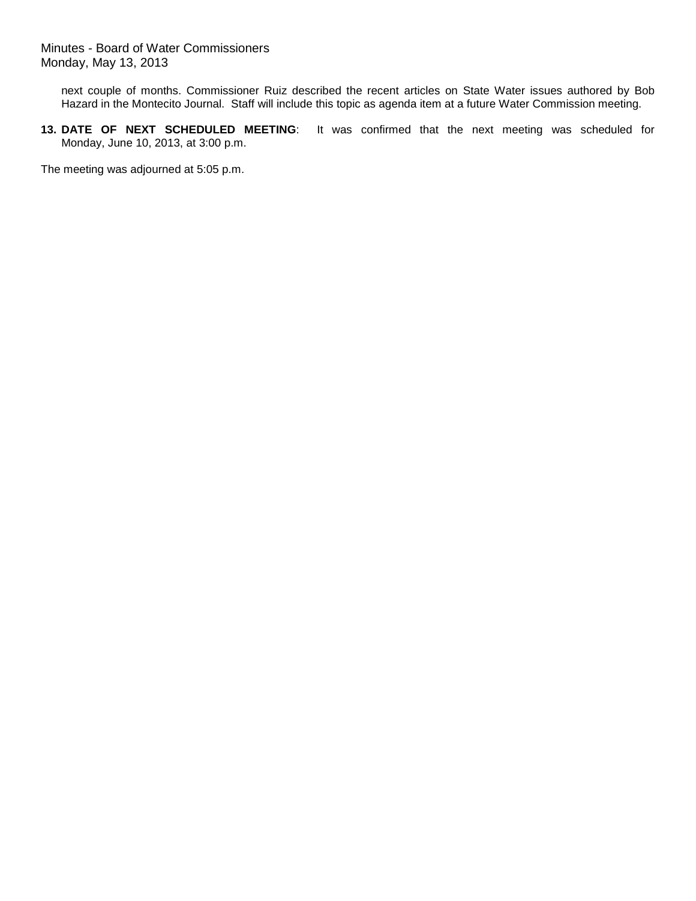next couple of months. Commissioner Ruiz described the recent articles on State Water issues authored by Bob Hazard in the Montecito Journal. Staff will include this topic as agenda item at a future Water Commission meeting.

**13. DATE OF NEXT SCHEDULED MEETING**: It was confirmed that the next meeting was scheduled for Monday, June 10, 2013, at 3:00 p.m.

The meeting was adjourned at 5:05 p.m.